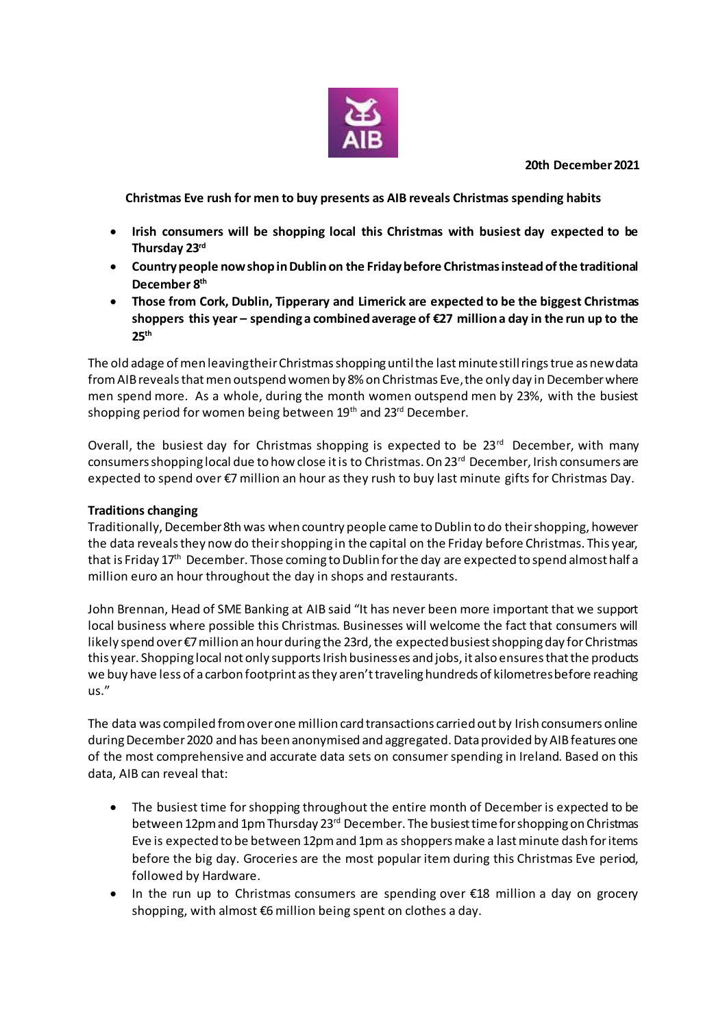**20th December 2021**

**Christmas Eve rush for men to buy presents as AIB reveals Christmas spending habits**

- **Irish consumers will be shopping local this Christmas with busiest day expected to be Thursday 23rd**
- **Country people now shop in Dublin on the Friday before Christmas instead of the traditional December 8th**
- **Those from Cork, Dublin, Tipperary and Limerick are expected to be the biggest Christmas shoppers this year – spending a combined average of €27 million a day in the run up to the 25th**

The old adage of men leaving their Christmas shopping until the last minute still rings true as new data from AIB reveals that men outspend women by 8% on Christmas Eve, the only day in December where men spend more. As a whole, during the month women outspend men by 23%, with the busiest shopping period for women being between 19th and 23rd December.

Overall, the busiest day for Christmas shopping is expected to be 23rd December, with many consumers shopping local due to how close it is to Christmas. On 23rd December, Irish consumers are expected to spend over €7 million an hour as they rush to buy last minute gifts for Christmas Day.

**Traditions changing**

Traditionally, December 8th was when country people came to Dublin to do their shopping, however the data reveals they now do their shopping in the capital on the Friday before Christmas. This year, that is Friday 17th December. Those coming to Dublin for the day are expected to spend almost half a million euro an hour throughout the day in shops and restaurants.

John Brennan, Head of SME Banking at AIB said "It has never been more important that we support local business where possible this Christmas. Businesses will welcome the fact that consumers will likely spend over €7 million an hour during the 23rd, the expected busiest shopping day for Christmas this year. Shopping local not only supports Irish businesses and jobs, it also ensures that the products we buy have less of a carbon footprint as they aren't traveling hundreds of kilometres before reaching us."

The data was compiled from over one million card transactions carried out by Irish consumers online during December 2020 and has been anonymised and aggregated. Data provided by AIB features one of the most comprehensive and accurate data sets on consumer spending in Ireland. Based on this data, AIB can reveal that:

- The busiest time for shopping throughout the entire month of December is expected to be between 12pm and 1pm Thursday 23rd December. The busiest time for shopping on Christmas Eve is expected to be between 12pm and 1pm as shoppers make a last minute dash for items before the big day. Groceries are the most popular item during this Christmas Eve period, followed by Hardware.
- In the run up to Christmas consumers are spending over €18 million a day on grocery shopping, with almost €6 million being spent on clothes a day.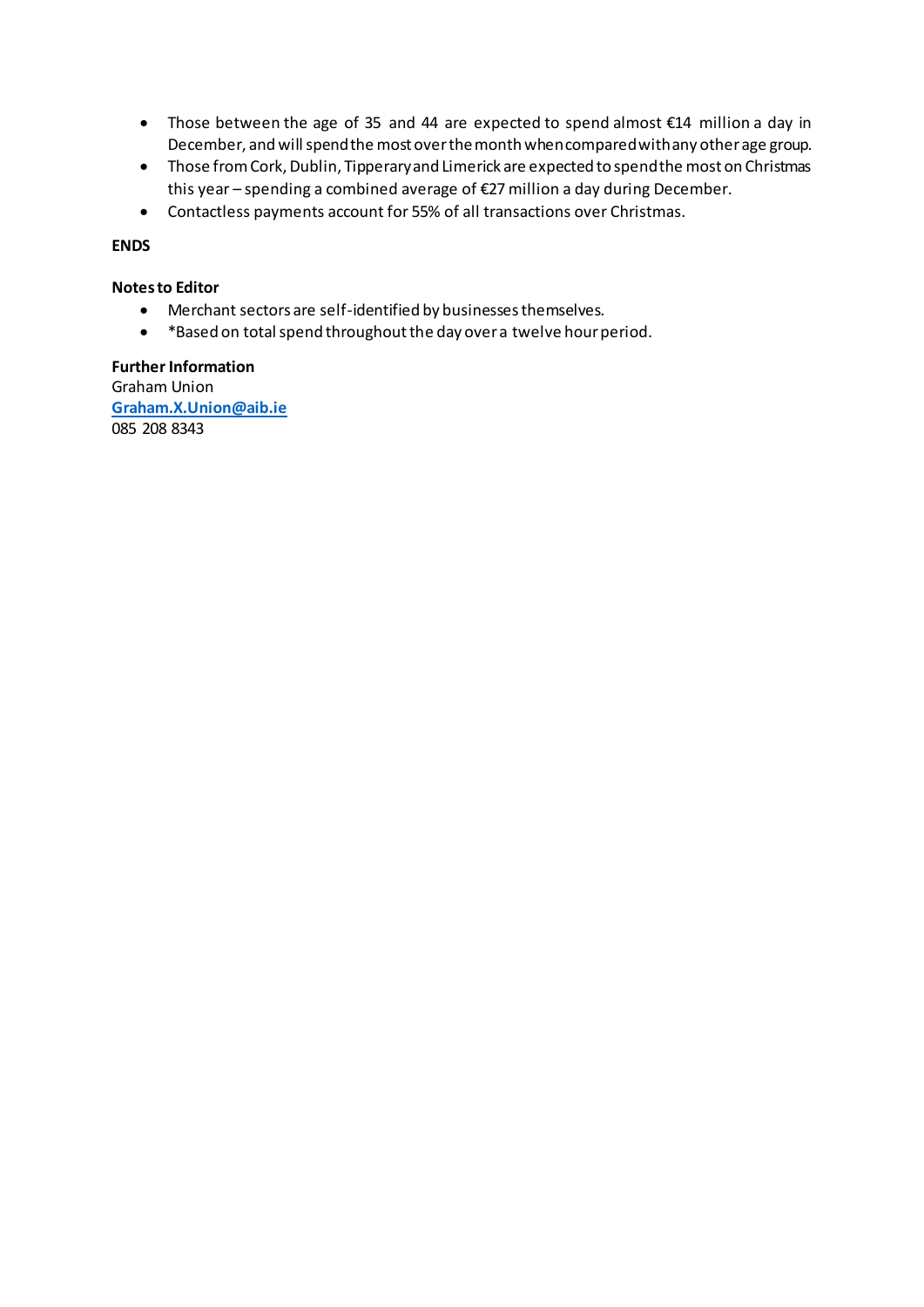- Those between the age of 35 and 44 are expected to spend almost €14 million a day in December, and will spend the most over the month when compared with any other age group.
- Those from Cork, Dublin, Tipperary and Limerick are expected to spend the most on Christmas this year – spending a combined average of €27 million a day during December.
- Contactless payments account for 55% of all transactions over Christmas.

**ENDS**

**Notes to Editor**

- Merchant sectors are self-identified by businesses themselves.
- *Based on total spend throughout the day over a twelve hour period.

**Further Information**
Graham Union
**Graham.X.Union@aib.ie**
085 208 8343